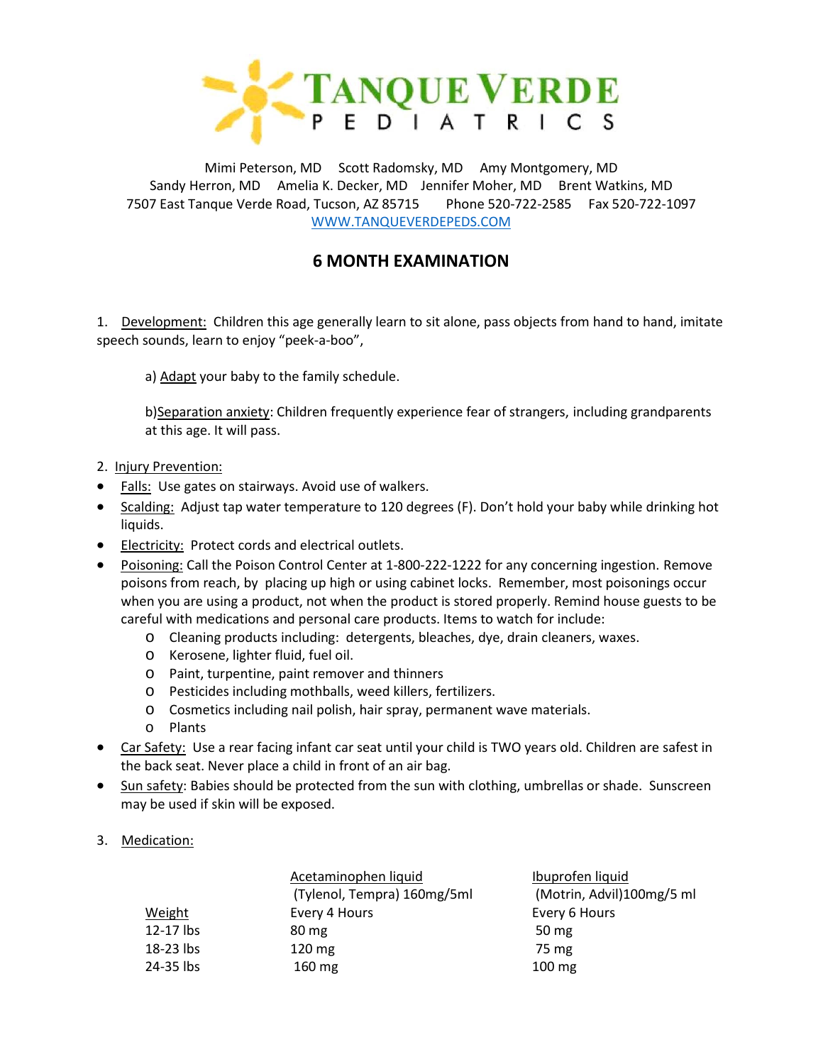# TANQUE VERDE PEDIATRICS

Mimi Peterson, MD Scott Radomsky, MD Amy Montgomery, MD
Sandy Herron, MD Amelia K. Decker, MD Jennifer Moher, MD Brent Watkins, MD
7507 East Tanque Verde Road, Tucson, AZ 85715 Phone 520-722-2585 Fax 520-722-1097
WWW.TANQUEVERDEPEDS.COM

## 6 MONTH EXAMINATION

1. Development: Children this age generally learn to sit alone, pass objects from hand to hand, imitate speech sounds, learn to enjoy "peek-a-boo",

   a) Adapt your baby to the family schedule.

   b) Separation anxiety: Children frequently experience fear of strangers, including grandparents at this age. It will pass.

2. Injury Prevention:

- Falls: Use gates on stairways. Avoid use of walkers.
- Scalding: Adjust tap water temperature to 120 degrees (F). Don't hold your baby while drinking hot liquids.
- Electricity: Protect cords and electrical outlets.
- Poisoning: Call the Poison Control Center at 1-800-222-1222 for any concerning ingestion. Remove poisons from reach, by placing up high or using cabinet locks. Remember, most poisonings occur when you are using a product, not when the product is stored properly. Remind house guests to be careful with medications and personal care products. Items to watch for include:
  - Cleaning products including: detergents, bleaches, dye, drain cleaners, waxes.
  - Kerosene, lighter fluid, fuel oil.
  - Paint, turpentine, paint remover and thinners
  - Pesticides including mothballs, weed killers, fertilizers.
  - Cosmetics including nail polish, hair spray, permanent wave materials.
  - Plants
- Car Safety: Use a rear facing infant car seat until your child is TWO years old. Children are safest in the back seat. Never place a child in front of an air bag.
- Sun safety: Babies should be protected from the sun with clothing, umbrellas or shade. Sunscreen may be used if skin will be exposed.

3. Medication:

| Weight | Acetaminophen liquid (Tylenol, Tempra) 160mg/5ml Every 4 Hours | Ibuprofen liquid (Motrin, Advil) 100mg/5 ml Every 6 Hours |
|---|---|---|
| 12-17 lbs | 80 mg | 50 mg |
| 18-23 lbs | 120 mg | 75 mg |
| 24-35 lbs | 160 mg | 100 mg |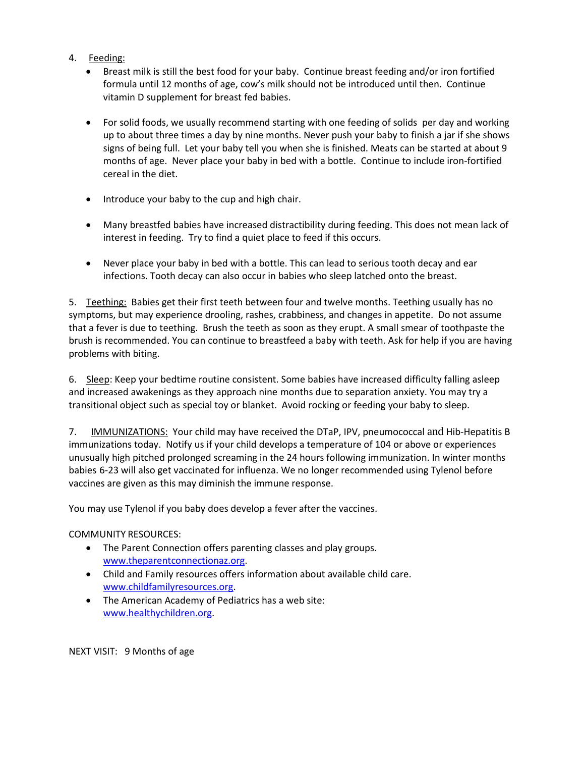4. <u>Feeding:</u>
   - Breast milk is still the best food for your baby. Continue breast feeding and/or iron fortified formula until 12 months of age, cow's milk should not be introduced until then. Continue vitamin D supplement for breast fed babies.

   - For solid foods, we usually recommend starting with one feeding of solids per day and working up to about three times a day by nine months. Never push your baby to finish a jar if she shows signs of being full. Let your baby tell you when she is finished. Meats can be started at about 9 months of age. Never place your baby in bed with a bottle. Continue to include iron-fortified cereal in the diet.

   - Introduce your baby to the cup and high chair.

   - Many breastfed babies have increased distractibility during feeding. This does not mean lack of interest in feeding. Try to find a quiet place to feed if this occurs.

   - Never place your baby in bed with a bottle. This can lead to serious tooth decay and ear infections. Tooth decay can also occur in babies who sleep latched onto the breast.

5. <u>Teething:</u> Babies get their first teeth between four and twelve months. Teething usually has no symptoms, but may experience drooling, rashes, crabbiness, and changes in appetite. Do not assume that a fever is due to teething. Brush the teeth as soon as they erupt. A small smear of toothpaste the brush is recommended. You can continue to breastfeed a baby with teeth. Ask for help if you are having problems with biting.

6. <u>Sleep</u>: Keep your bedtime routine consistent. Some babies have increased difficulty falling asleep and increased awakenings as they approach nine months due to separation anxiety. You may try a transitional object such as special toy or blanket. Avoid rocking or feeding your baby to sleep.

7. <u>IMMUNIZATIONS:</u> Your child may have received the DTaP, IPV, pneumococcal and Hib-Hepatitis B immunizations today. Notify us if your child develops a temperature of 104 or above or experiences unusually high pitched prolonged screaming in the 24 hours following immunization. In winter months babies 6-23 will also get vaccinated for influenza. We no longer recommended using Tylenol before vaccines are given as this may diminish the immune response.

You may use Tylenol if you baby does develop a fever after the vaccines.

COMMUNITY RESOURCES:

- The Parent Connection offers parenting classes and play groups. [www.theparentconnectionaz.org](http://www.theparentconnectionaz.org).
- Child and Family resources offers information about available child care. [www.childfamilyresources.org](http://www.childfamilyresources.org).
- The American Academy of Pediatrics has a web site: [www.healthychildren.org](http://www.healthychildren.org).

NEXT VISIT: 9 Months of age